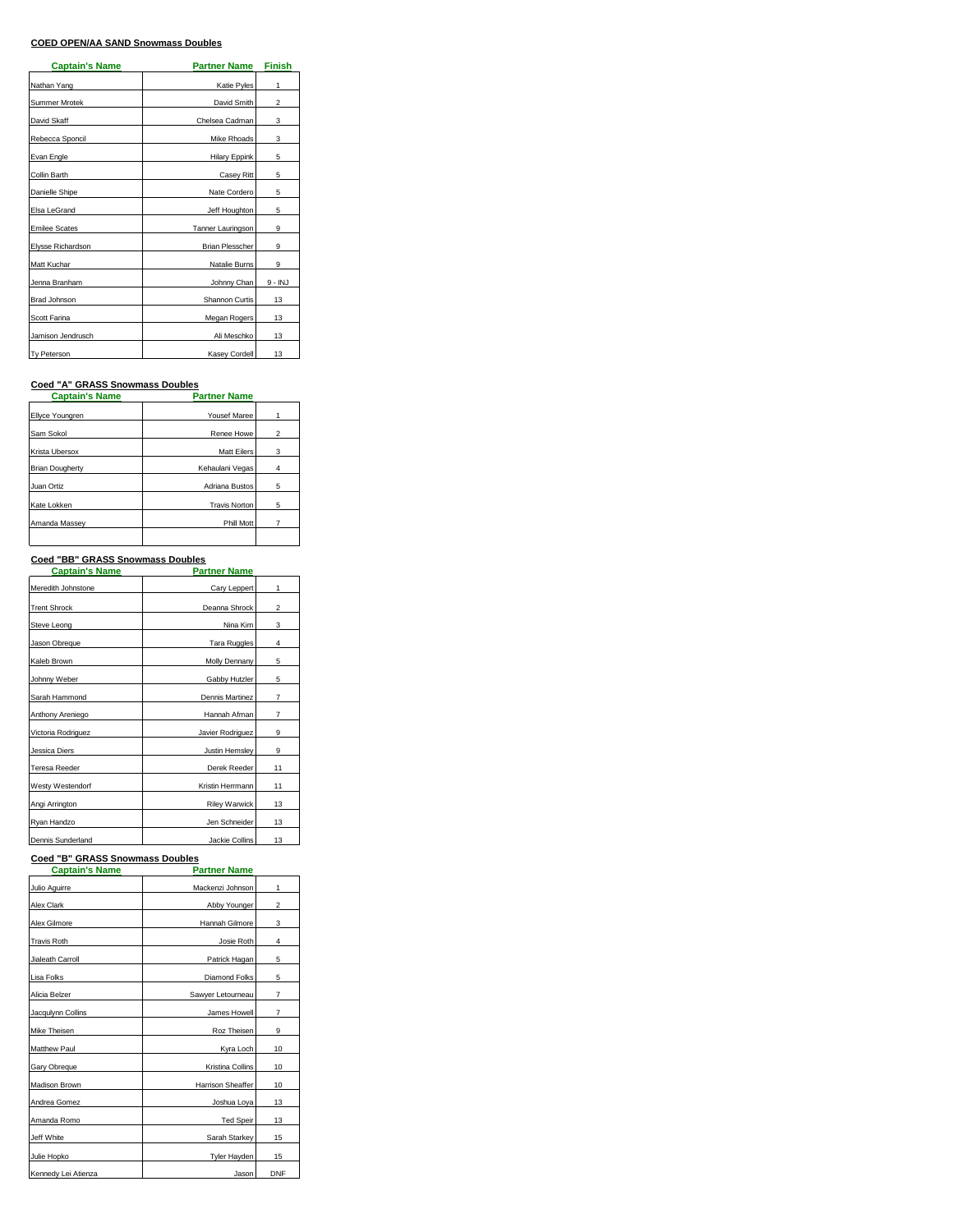**COED OPEN/AA SAND Snowmass Doubles**

| Captain's Name | Partner Name | Finish |
|---|---|---|
| Nathan Yang | Katie Pyles | 1 |
| Summer Mrotek | David Smith | 2 |
| David Skaff | Chelsea Cadman | 3 |
| Rebecca Sponcil | Mike Rhoads | 3 |
| Evan Engle | Hilary Eppink | 5 |
| Collin Barth | Casey Ritt | 5 |
| Danielle Shipe | Nate Cordero | 5 |
| Elsa LeGrand | Jeff Houghton | 5 |
| Emilee Scates | Tanner Lauringson | 9 |
| Elysse Richardson | Brian Plesscher | 9 |
| Matt Kuchar | Natalie Burns | 9 |
| Jenna Branham | Johnny Chan | 9 - INJ |
| Brad Johnson | Shannon Curtis | 13 |
| Scott Farina | Megan Rogers | 13 |
| Jamison Jendrusch | Ali Meschko | 13 |
| Ty Peterson | Kasey Cordell | 13 |

**Coed "A" GRASS Snowmass Doubles**

| Captain's Name | Partner Name | |
|---|---|---|
| Ellyce Youngren | Yousef Maree | 1 |
| Sam Sokol | Renee Howe | 2 |
| Krista Ubersox | Matt Eilers | 3 |
| Brian Dougherty | Kehaulani Vegas | 4 |
| Juan Ortiz | Adriana Bustos | 5 |
| Kate Lokken | Travis Norton | 5 |
| Amanda Massey | Phill Mott | 7 |
| | | |

**Coed "BB" GRASS Snowmass Doubles**

| Captain's Name | Partner Name | |
|---|---|---|
| Meredith Johnstone | Cary Leppert | 1 |
| Trent Shrock | Deanna Shrock | 2 |
| Steve Leong | Nina Kim | 3 |
| Jason Obreque | Tara Ruggles | 4 |
| Kaleb Brown | Molly Dennany | 5 |
| Johnny Weber | Gabby Hutzler | 5 |
| Sarah Hammond | Dennis Martinez | 7 |
| Anthony Areniego | Hannah Afman | 7 |
| Victoria Rodriguez | Javier Rodriguez | 9 |
| Jessica Diers | Justin Hemsley | 9 |
| Teresa Reeder | Derek Reeder | 11 |
| Westy Westendorf | Kristin Herrmann | 11 |
| Angi Arrington | Riley Warwick | 13 |
| Ryan Handzo | Jen Schneider | 13 |
| Dennis Sunderland | Jackie Collins | 13 |

**Coed "B" GRASS Snowmass Doubles**

| Captain's Name | Partner Name | |
|---|---|---|
| Julio Aguirre | Mackenzi Johnson | 1 |
| Alex Clark | Abby Younger | 2 |
| Alex Gilmore | Hannah Gilmore | 3 |
| Travis Roth | Josie Roth | 4 |
| Jialeath Carroll | Patrick Hagan | 5 |
| Lisa Folks | Diamond Folks | 5 |
| Alicia Belzer | Sawyer Letourneau | 7 |
| Jacqulynn Collins | James Howell | 7 |
| Mike Theisen | Roz Theisen | 9 |
| Matthew Paul | Kyra Loch | 10 |
| Gary Obreque | Kristina Collins | 10 |
| Madison Brown | Harrison Sheaffer | 10 |
| Andrea Gomez | Joshua Loya | 13 |
| Amanda Romo | Ted Speir | 13 |
| Jeff White | Sarah Starkey | 15 |
| Julie Hopko | Tyler Hayden | 15 |
| Kennedy Lei Atienza | Jason | DNF |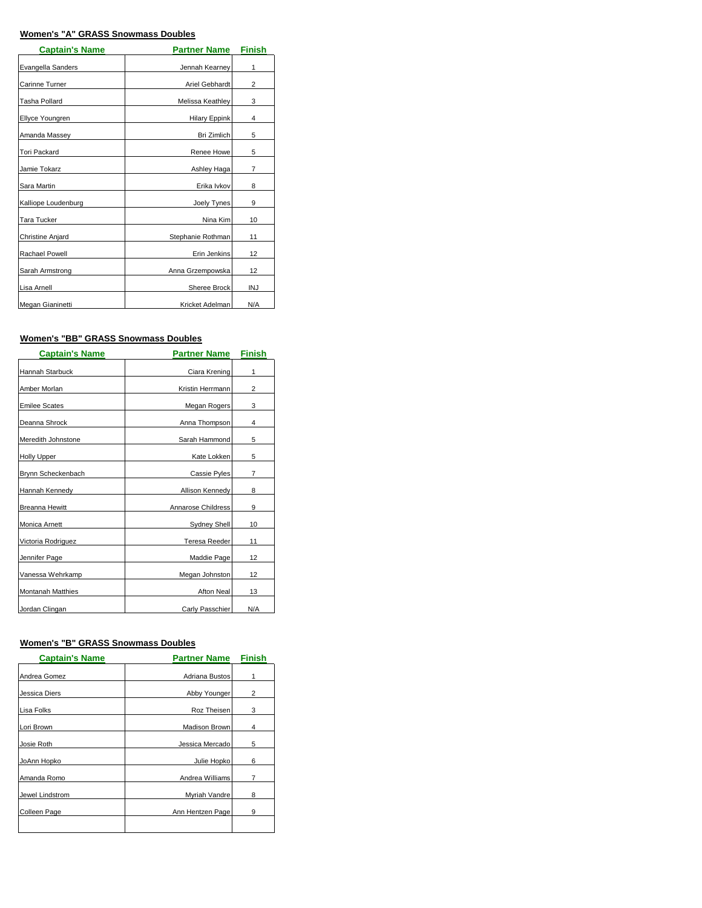**Women's "A" GRASS Snowmass Doubles**

| Captain's Name | Partner Name | Finish |
|---|---|---|
| Evangella Sanders | Jennah Kearney | 1 |
| Carinne Turner | Ariel Gebhardt | 2 |
| Tasha Pollard | Melissa Keathley | 3 |
| Ellyce Youngren | Hilary Eppink | 4 |
| Amanda Massey | Bri Zimlich | 5 |
| Tori Packard | Renee Howe | 5 |
| Jamie Tokarz | Ashley Haga | 7 |
| Sara Martin | Erika Ivkov | 8 |
| Kalliope Loudenburg | Joely Tynes | 9 |
| Tara Tucker | Nina Kim | 10 |
| Christine Anjard | Stephanie Rothman | 11 |
| Rachael Powell | Erin Jenkins | 12 |
| Sarah Armstrong | Anna Grzempowska | 12 |
| Lisa Arnell | Sheree Brock | INJ |
| Megan Gianinetti | Kricket Adelman | N/A |

**Women's "BB" GRASS Snowmass Doubles**

| Captain's Name | Partner Name | Finish |
|---|---|---|
| Hannah Starbuck | Ciara Krening | 1 |
| Amber Morlan | Kristin Herrmann | 2 |
| Emilee Scates | Megan Rogers | 3 |
| Deanna Shrock | Anna Thompson | 4 |
| Meredith Johnstone | Sarah Hammond | 5 |
| Holly Upper | Kate Lokken | 5 |
| Brynn Scheckenbach | Cassie Pyles | 7 |
| Hannah Kennedy | Allison Kennedy | 8 |
| Breanna Hewitt | Annarose Childress | 9 |
| Monica Arnett | Sydney Shell | 10 |
| Victoria Rodriguez | Teresa Reeder | 11 |
| Jennifer Page | Maddie Page | 12 |
| Vanessa Wehrkamp | Megan Johnston | 12 |
| Montanah Matthies | Afton Neal | 13 |
| Jordan Clingan | Carly Passchier | N/A |

**Women's "B" GRASS Snowmass Doubles**

| Captain's Name | Partner Name | Finish |
|---|---|---|
| Andrea Gomez | Adriana Bustos | 1 |
| Jessica Diers | Abby Younger | 2 |
| Lisa Folks | Roz Theisen | 3 |
| Lori Brown | Madison Brown | 4 |
| Josie Roth | Jessica Mercado | 5 |
| JoAnn Hopko | Julie Hopko | 6 |
| Amanda Romo | Andrea Williams | 7 |
| Jewel Lindstrom | Myriah Vandre | 8 |
| Colleen Page | Ann Hentzen Page | 9 |
| | | |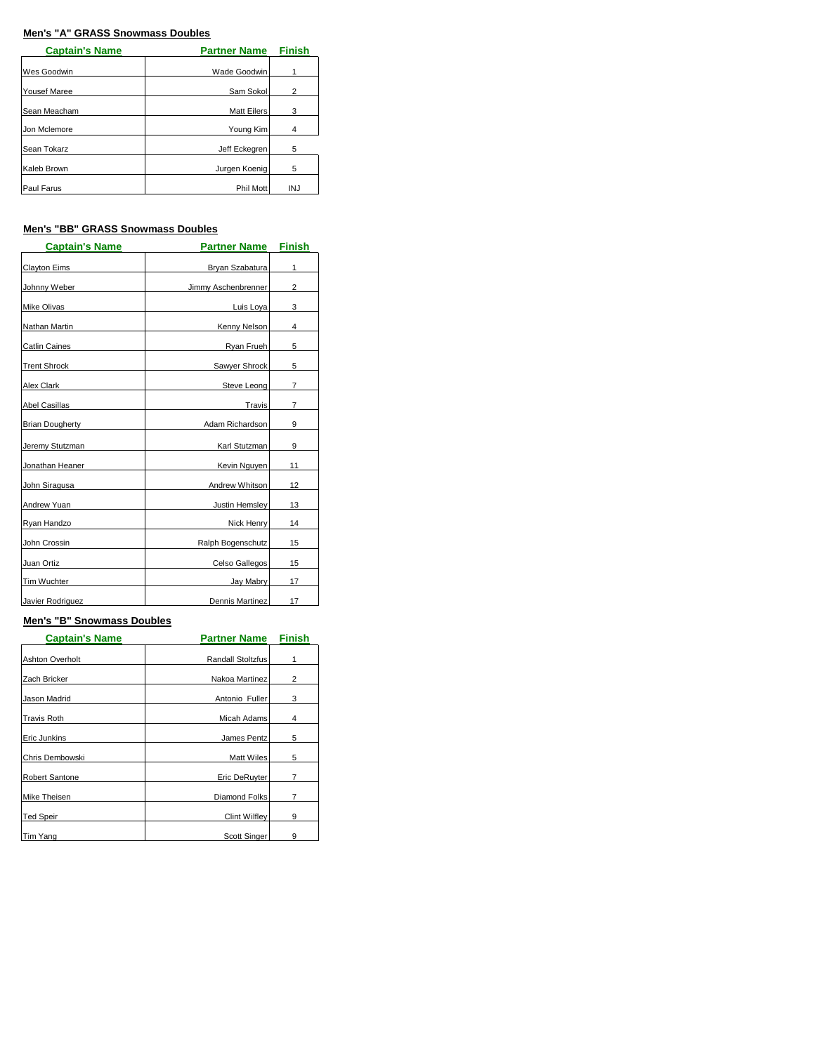**Men's "A" GRASS Snowmass Doubles**

| Captain's Name | Partner Name | Finish |
|---|---|---|
| Wes Goodwin | Wade Goodwin | 1 |
| Yousef Maree | Sam Sokol | 2 |
| Sean Meacham | Matt Eilers | 3 |
| Jon Mclemore | Young Kim | 4 |
| Sean Tokarz | Jeff Eckegren | 5 |
| Kaleb Brown | Jurgen Koenig | 5 |
| Paul Farus | Phil Mott | INJ |

**Men's "BB" GRASS Snowmass Doubles**

| Captain's Name | Partner Name | Finish |
|---|---|---|
| Clayton Eims | Bryan Szabatura | 1 |
| Johnny Weber | Jimmy Aschenbrenner | 2 |
| Mike Olivas | Luis Loya | 3 |
| Nathan Martin | Kenny Nelson | 4 |
| Catlin Caines | Ryan Frueh | 5 |
| Trent Shrock | Sawyer Shrock | 5 |
| Alex Clark | Steve Leong | 7 |
| Abel Casillas | Travis | 7 |
| Brian Dougherty | Adam Richardson | 9 |
| Jeremy Stutzman | Karl Stutzman | 9 |
| Jonathan Heaner | Kevin Nguyen | 11 |
| John Siragusa | Andrew Whitson | 12 |
| Andrew Yuan | Justin Hemsley | 13 |
| Ryan Handzo | Nick Henry | 14 |
| John Crossin | Ralph Bogenschutz | 15 |
| Juan Ortiz | Celso Gallegos | 15 |
| Tim Wuchter | Jay Mabry | 17 |
| Javier Rodriguez | Dennis Martinez | 17 |

**Men's "B" Snowmass Doubles**

| Captain's Name | Partner Name | Finish |
|---|---|---|
| Ashton Overholt | Randall Stoltzfus | 1 |
| Zach Bricker | Nakoa Martinez | 2 |
| Jason Madrid | Antonio Fuller | 3 |
| Travis Roth | Micah Adams | 4 |
| Eric Junkins | James Pentz | 5 |
| Chris Dembowski | Matt Wiles | 5 |
| Robert Santone | Eric DeRuyter | 7 |
| Mike Theisen | Diamond Folks | 7 |
| Ted Speir | Clint Wilfley | 9 |
| Tim Yang | Scott Singer | 9 |